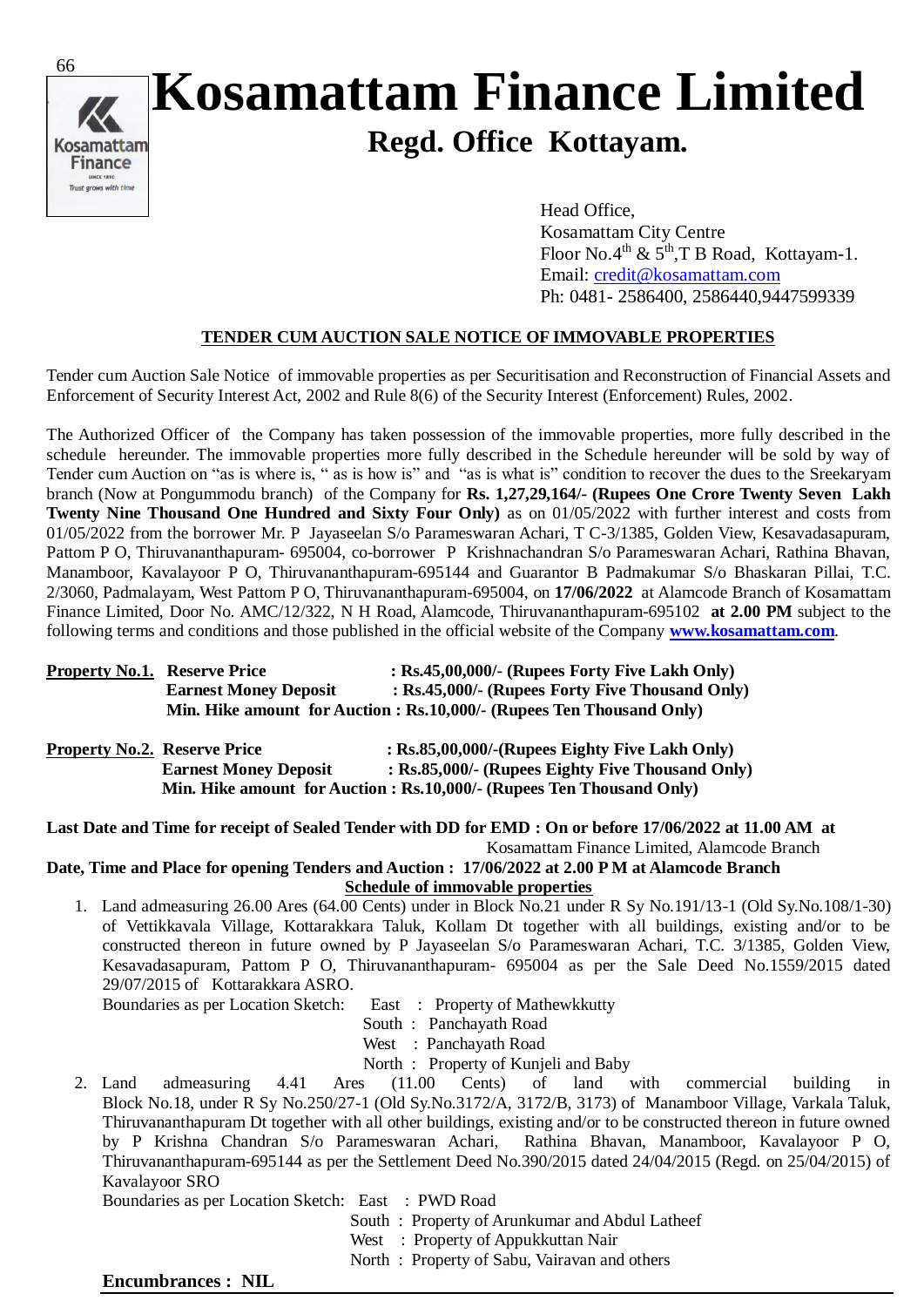# Kosamattam Finance Limited

## Regd. Office Kottayam.

Head Office,
Kosamattam City Centre
Floor No.4th & 5th,T B Road, Kottayam-1.
Email: credit@kosamattam.com
Ph: 0481- 2586400, 2586440,9447599339

**TENDER CUM AUCTION SALE NOTICE OF IMMOVABLE PROPERTIES**

Tender cum Auction Sale Notice of immovable properties as per Securitisation and Reconstruction of Financial Assets and Enforcement of Security Interest Act, 2002 and Rule 8(6) of the Security Interest (Enforcement) Rules, 2002.

The Authorized Officer of the Company has taken possession of the immovable properties, more fully described in the schedule hereunder. The immovable properties more fully described in the Schedule hereunder will be sold by way of Tender cum Auction on "as is where is, " as is how is" and "as is what is" condition to recover the dues to the Sreekaryam branch (Now at Pongummodu branch) of the Company for **Rs. 1,27,29,164/- (Rupees One Crore Twenty Seven Lakh Twenty Nine Thousand One Hundred and Sixty Four Only)** as on 01/05/2022 with further interest and costs from 01/05/2022 from the borrower Mr. P Jayaseelan S/o Parameswaran Achari, T C-3/1385, Golden View, Kesavadasapuram, Pattom P O, Thiruvananthapuram- 695004, co-borrower P Krishnachandran S/o Parameswaran Achari, Rathina Bhavan, Manamboor, Kavalayoor P O, Thiruvananthapuram-695144 and Guarantor B Padmakumar S/o Bhaskaran Pillai, T.C. 2/3060, Padmalayam, West Pattom P O, Thiruvananthapuram-695004, on **17/06/2022** at Alamcode Branch of Kosamattam Finance Limited, Door No. AMC/12/322, N H Road, Alamcode, Thiruvananthapuram-695102 **at 2.00 PM** subject to the following terms and conditions and those published in the official website of the Company **www.kosamattam.com**.

**Property No.1.** **Reserve Price : Rs.45,00,000/- (Rupees Forty Five Lakh Only)**
**Earnest Money Deposit : Rs.45,000/- (Rupees Forty Five Thousand Only)**
**Min. Hike amount for Auction : Rs.10,000/- (Rupees Ten Thousand Only)**

**Property No.2.** **Reserve Price : Rs.85,00,000/-(Rupees Eighty Five Lakh Only)**
**Earnest Money Deposit : Rs.85,000/- (Rupees Eighty Five Thousand Only)**
**Min. Hike amount for Auction : Rs.10,000/- (Rupees Ten Thousand Only)**

**Last Date and Time for receipt of Sealed Tender with DD for EMD : On or before 17/06/2022 at 11.00 AM at** Kosamattam Finance Limited, Alamcode Branch

**Date, Time and Place for opening Tenders and Auction : 17/06/2022 at 2.00 P M at Alamcode Branch**

**Schedule of immovable properties**

1. Land admeasuring 26.00 Ares (64.00 Cents) under in Block No.21 under R Sy No.191/13-1 (Old Sy.No.108/1-30) of Vettikkavala Village, Kottarakkara Taluk, Kollam Dt together with all buildings, existing and/or to be constructed thereon in future owned by P Jayaseelan S/o Parameswaran Achari, T.C. 3/1385, Golden View, Kesavadasapuram, Pattom P O, Thiruvananthapuram- 695004 as per the Sale Deed No.1559/2015 dated 29/07/2015 of Kottarakkara ASRO.
   Boundaries as per Location Sketch: East : Property of Mathewkkutty
   South : Panchayath Road
   West : Panchayath Road
   North : Property of Kunjeli and Baby
2. Land admeasuring 4.41 Ares (11.00 Cents) of land with commercial building in Block No.18, under R Sy No.250/27-1 (Old Sy.No.3172/A, 3172/B, 3173) of Manamboor Village, Varkala Taluk, Thiruvananthapuram Dt together with all other buildings, existing and/or to be constructed thereon in future owned by P Krishna Chandran S/o Parameswaran Achari, Rathina Bhavan, Manamboor, Kavalayoor P O, Thiruvananthapuram-695144 as per the Settlement Deed No.390/2015 dated 24/04/2015 (Regd. on 25/04/2015) of Kavalayoor SRO
   Boundaries as per Location Sketch: East : PWD Road
   South : Property of Arunkumar and Abdul Latheef
   West : Property of Appukkuttan Nair
   North : Property of Sabu, Vairavan and others

**Encumbrances : NIL**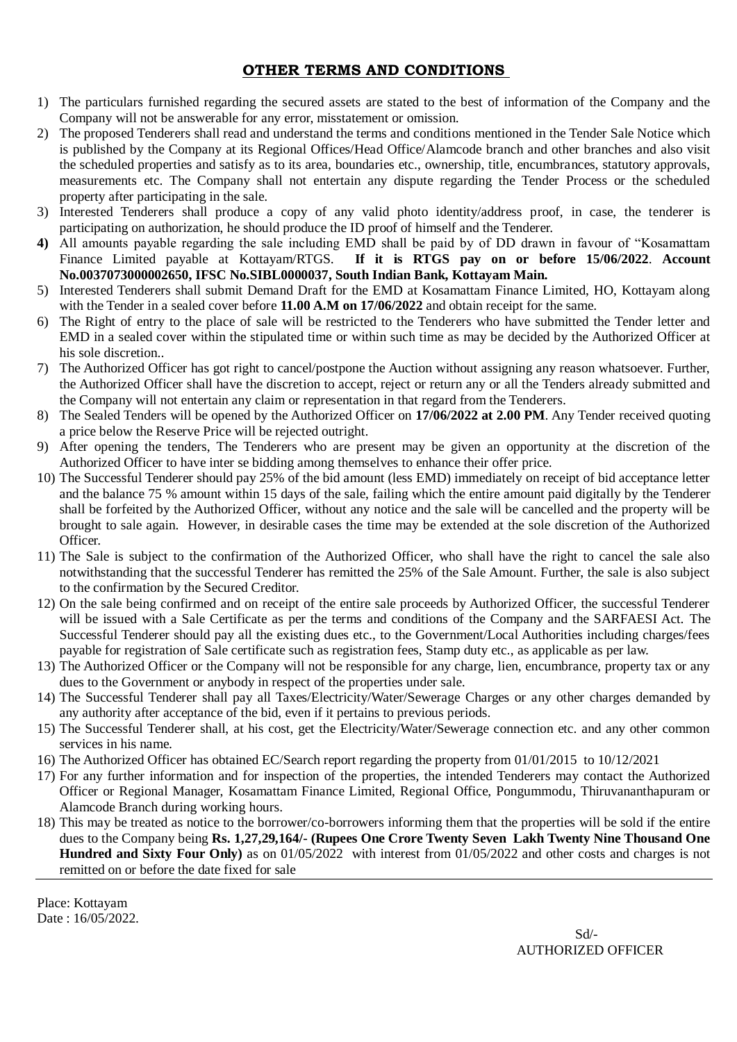## OTHER TERMS AND CONDITIONS

1) The particulars furnished regarding the secured assets are stated to the best of information of the Company and the Company will not be answerable for any error, misstatement or omission.
2) The proposed Tenderers shall read and understand the terms and conditions mentioned in the Tender Sale Notice which is published by the Company at its Regional Offices/Head Office/Alamcode branch and other branches and also visit the scheduled properties and satisfy as to its area, boundaries etc., ownership, title, encumbrances, statutory approvals, measurements etc. The Company shall not entertain any dispute regarding the Tender Process or the scheduled property after participating in the sale.
3) Interested Tenderers shall produce a copy of any valid photo identity/address proof, in case, the tenderer is participating on authorization, he should produce the ID proof of himself and the Tenderer.
4) All amounts payable regarding the sale including EMD shall be paid by of DD drawn in favour of "Kosamattam Finance Limited payable at Kottayam/RTGS. **If it is RTGS pay on or before 15/06/2022**. **Account No.0037073000002650, IFSC No.SIBL0000037, South Indian Bank, Kottayam Main.**
5) Interested Tenderers shall submit Demand Draft for the EMD at Kosamattam Finance Limited, HO, Kottayam along with the Tender in a sealed cover before **11.00 A.M on 17/06/2022** and obtain receipt for the same.
6) The Right of entry to the place of sale will be restricted to the Tenderers who have submitted the Tender letter and EMD in a sealed cover within the stipulated time or within such time as may be decided by the Authorized Officer at his sole discretion..
7) The Authorized Officer has got right to cancel/postpone the Auction without assigning any reason whatsoever. Further, the Authorized Officer shall have the discretion to accept, reject or return any or all the Tenders already submitted and the Company will not entertain any claim or representation in that regard from the Tenderers.
8) The Sealed Tenders will be opened by the Authorized Officer on **17/06/2022 at 2.00 PM**. Any Tender received quoting a price below the Reserve Price will be rejected outright.
9) After opening the tenders, The Tenderers who are present may be given an opportunity at the discretion of the Authorized Officer to have inter se bidding among themselves to enhance their offer price.
10) The Successful Tenderer should pay 25% of the bid amount (less EMD) immediately on receipt of bid acceptance letter and the balance 75 % amount within 15 days of the sale, failing which the entire amount paid digitally by the Tenderer shall be forfeited by the Authorized Officer, without any notice and the sale will be cancelled and the property will be brought to sale again. However, in desirable cases the time may be extended at the sole discretion of the Authorized Officer.
11) The Sale is subject to the confirmation of the Authorized Officer, who shall have the right to cancel the sale also notwithstanding that the successful Tenderer has remitted the 25% of the Sale Amount. Further, the sale is also subject to the confirmation by the Secured Creditor.
12) On the sale being confirmed and on receipt of the entire sale proceeds by Authorized Officer, the successful Tenderer will be issued with a Sale Certificate as per the terms and conditions of the Company and the SARFAESI Act. The Successful Tenderer should pay all the existing dues etc., to the Government/Local Authorities including charges/fees payable for registration of Sale certificate such as registration fees, Stamp duty etc., as applicable as per law.
13) The Authorized Officer or the Company will not be responsible for any charge, lien, encumbrance, property tax or any dues to the Government or anybody in respect of the properties under sale.
14) The Successful Tenderer shall pay all Taxes/Electricity/Water/Sewerage Charges or any other charges demanded by any authority after acceptance of the bid, even if it pertains to previous periods.
15) The Successful Tenderer shall, at his cost, get the Electricity/Water/Sewerage connection etc. and any other common services in his name.
16) The Authorized Officer has obtained EC/Search report regarding the property from 01/01/2015 to 10/12/2021
17) For any further information and for inspection of the properties, the intended Tenderers may contact the Authorized Officer or Regional Manager, Kosamattam Finance Limited, Regional Office, Pongummodu, Thiruvananthapuram or Alamcode Branch during working hours.
18) This may be treated as notice to the borrower/co-borrowers informing them that the properties will be sold if the entire dues to the Company being **Rs. 1,27,29,164/- (Rupees One Crore Twenty Seven Lakh Twenty Nine Thousand One Hundred and Sixty Four Only)** as on 01/05/2022 with interest from 01/05/2022 and other costs and charges is not remitted on or before the date fixed for sale

Place: Kottayam
Date : 16/05/2022.

Sd/-
AUTHORIZED OFFICER